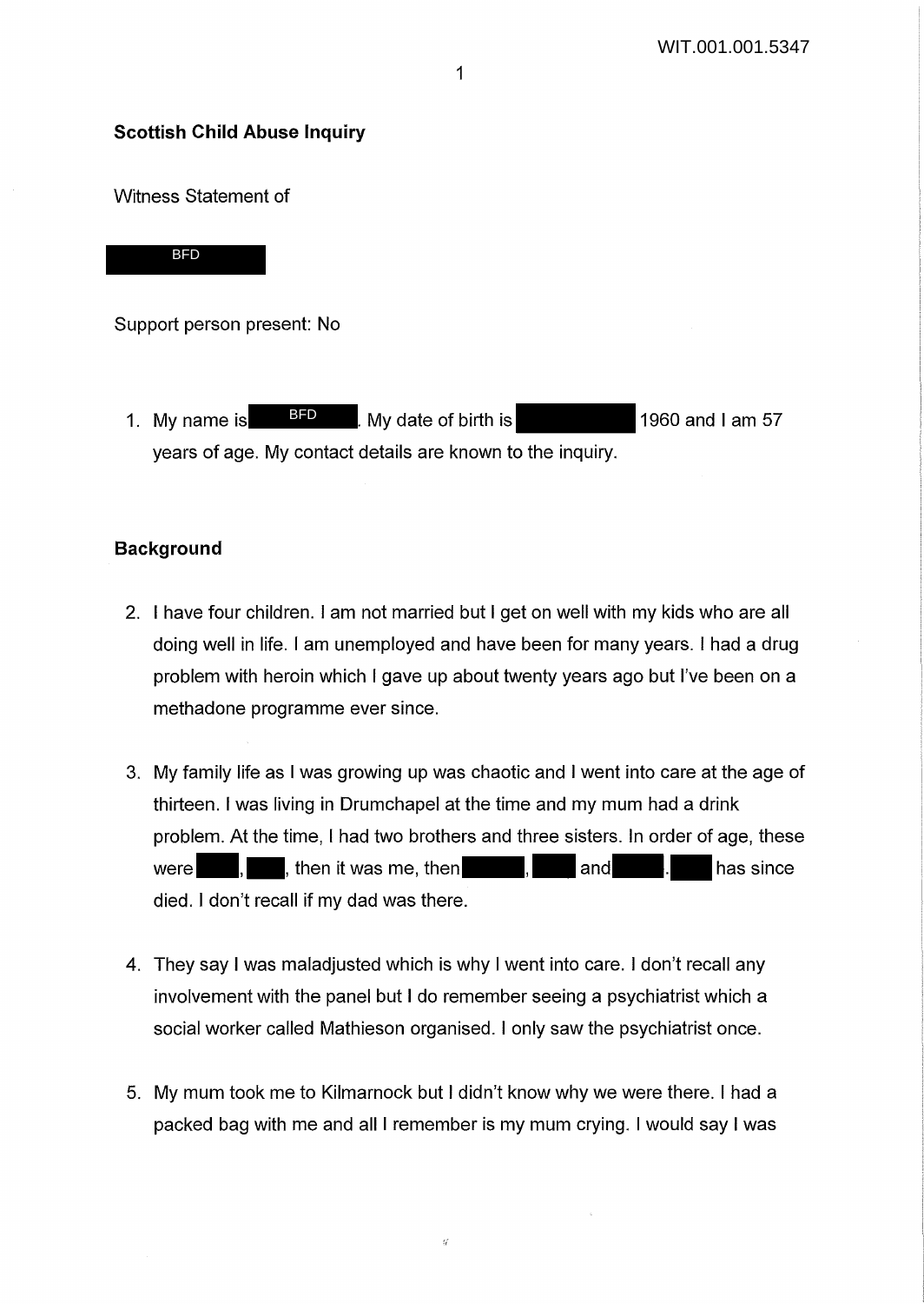**Scottish Child Abuse Inquiry**

Witness Statement of

BFD

Support person present: No

1. My name is BFD. My date of birth is [redacted] 1960 and I am 57 years of age. My contact details are known to the inquiry.

**Background**

2. I have four children. I am not married but I get on well with my kids who are all doing well in life. I am unemployed and have been for many years. I had a drug problem with heroin which I gave up about twenty years ago but I've been on a methadone programme ever since.

3. My family life as I was growing up was chaotic and I went into care at the age of thirteen. I was living in Drumchapel at the time and my mum had a drink problem. At the time, I had two brothers and three sisters. In order of age, these were [redacted], [redacted], then it was me, then [redacted], [redacted] and [redacted]. [redacted] has since died. I don't recall if my dad was there.

4. They say I was maladjusted which is why I went into care. I don't recall any involvement with the panel but I do remember seeing a psychiatrist which a social worker called Mathieson organised. I only saw the psychiatrist once.

5. My mum took me to Kilmarnock but I didn't know why we were there. I had a packed bag with me and all I remember is my mum crying. I would say I was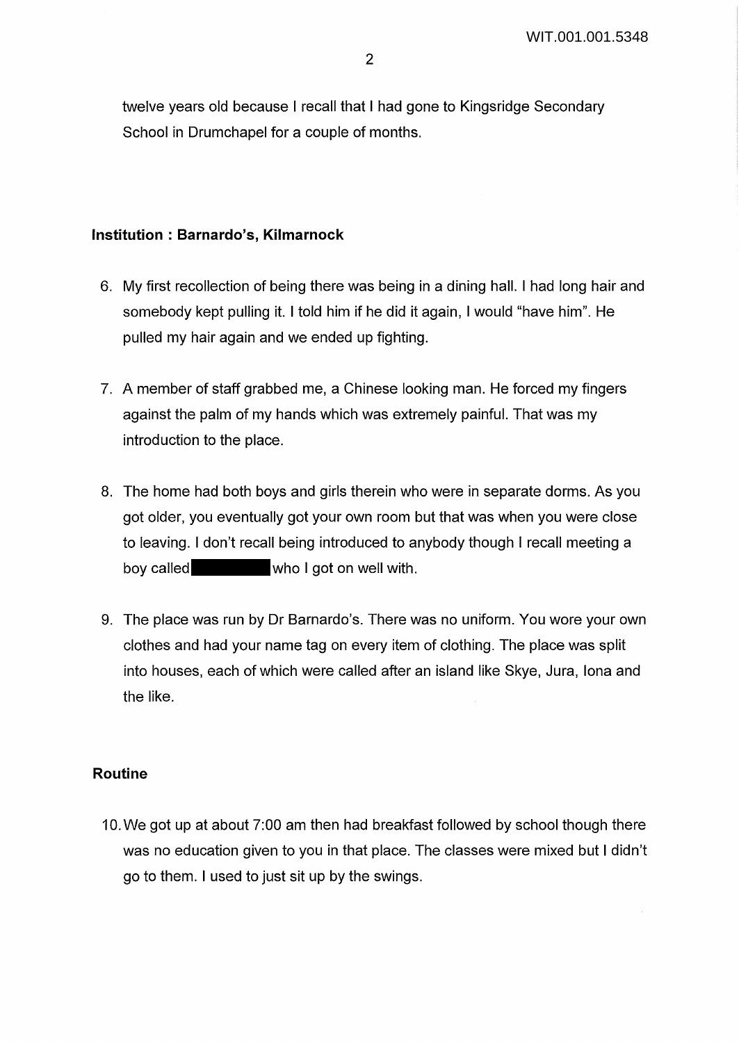twelve years old because I recall that I had gone to Kingsridge Secondary School in Drumchapel for a couple of months.

### Institution : Barnardo's, Kilmarnock

6. My first recollection of being there was being in a dining hall. I had long hair and somebody kept pulling it. I told him if he did it again, I would "have him". He pulled my hair again and we ended up fighting.

7. A member of staff grabbed me, a Chinese looking man. He forced my fingers against the palm of my hands which was extremely painful. That was my introduction to the place.

8. The home had both boys and girls therein who were in separate dorms. As you got older, you eventually got your own room but that was when you were close to leaving. I don't recall being introduced to anybody though I recall meeting a boy called [REDACTED] who I got on well with.

9. The place was run by Dr Barnardo's. There was no uniform. You wore your own clothes and had your name tag on every item of clothing. The place was split into houses, each of which were called after an island like Skye, Jura, Iona and the like.

### Routine

10. We got up at about 7:00 am then had breakfast followed by school though there was no education given to you in that place. The classes were mixed but I didn't go to them. I used to just sit up by the swings.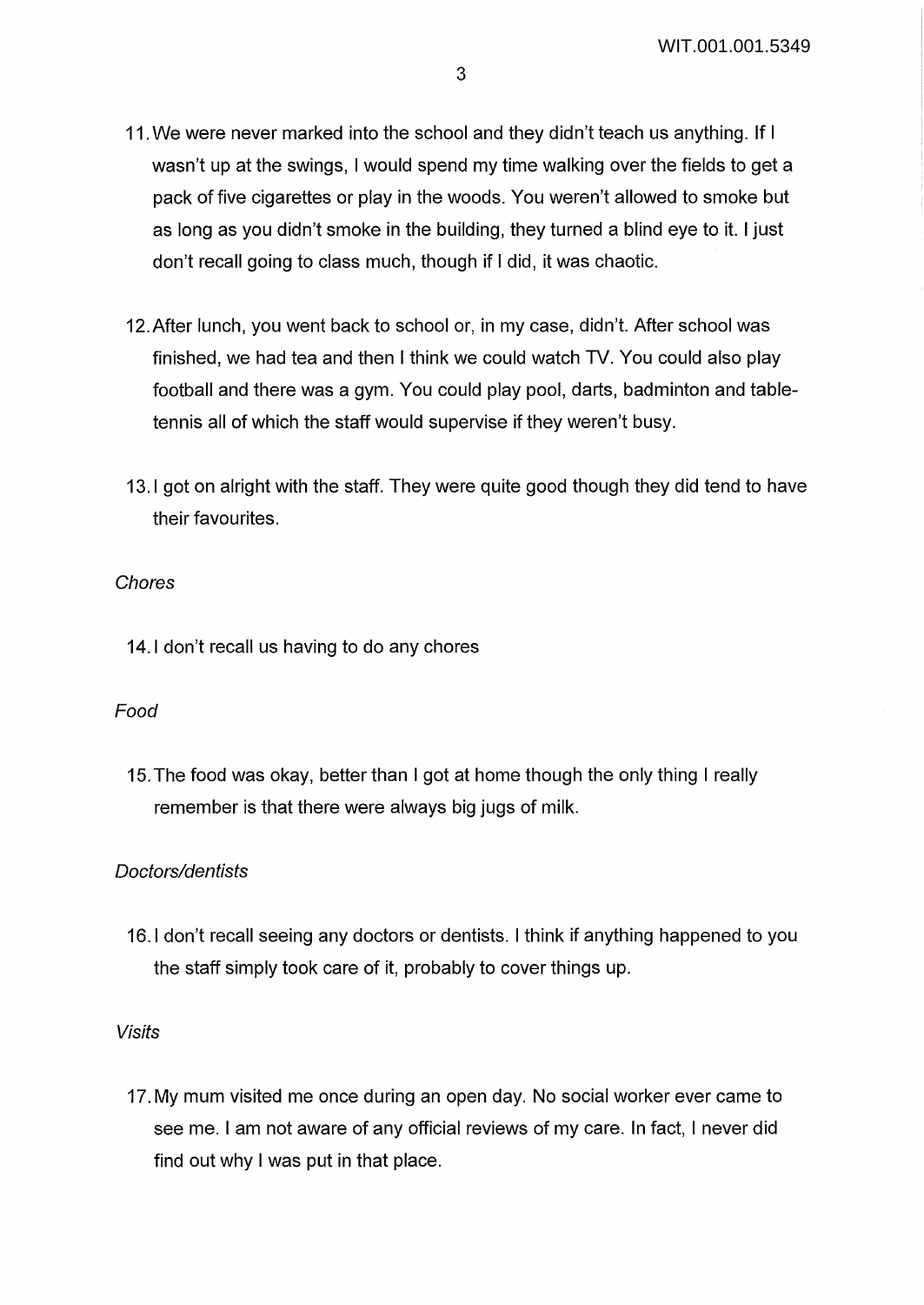11. We were never marked into the school and they didn't teach us anything. If I wasn't up at the swings, I would spend my time walking over the fields to get a pack of five cigarettes or play in the woods. You weren't allowed to smoke but as long as you didn't smoke in the building, they turned a blind eye to it. I just don't recall going to class much, though if I did, it was chaotic.

12. After lunch, you went back to school or, in my case, didn't. After school was finished, we had tea and then I think we could watch TV. You could also play football and there was a gym. You could play pool, darts, badminton and table-tennis all of which the staff would supervise if they weren't busy.

13. I got on alright with the staff. They were quite good though they did tend to have their favourites.

*Chores*

14. I don't recall us having to do any chores

*Food*

15. The food was okay, better than I got at home though the only thing I really remember is that there were always big jugs of milk.

*Doctors/dentists*

16. I don't recall seeing any doctors or dentists. I think if anything happened to you the staff simply took care of it, probably to cover things up.

*Visits*

17. My mum visited me once during an open day. No social worker ever came to see me. I am not aware of any official reviews of my care. In fact, I never did find out why I was put in that place.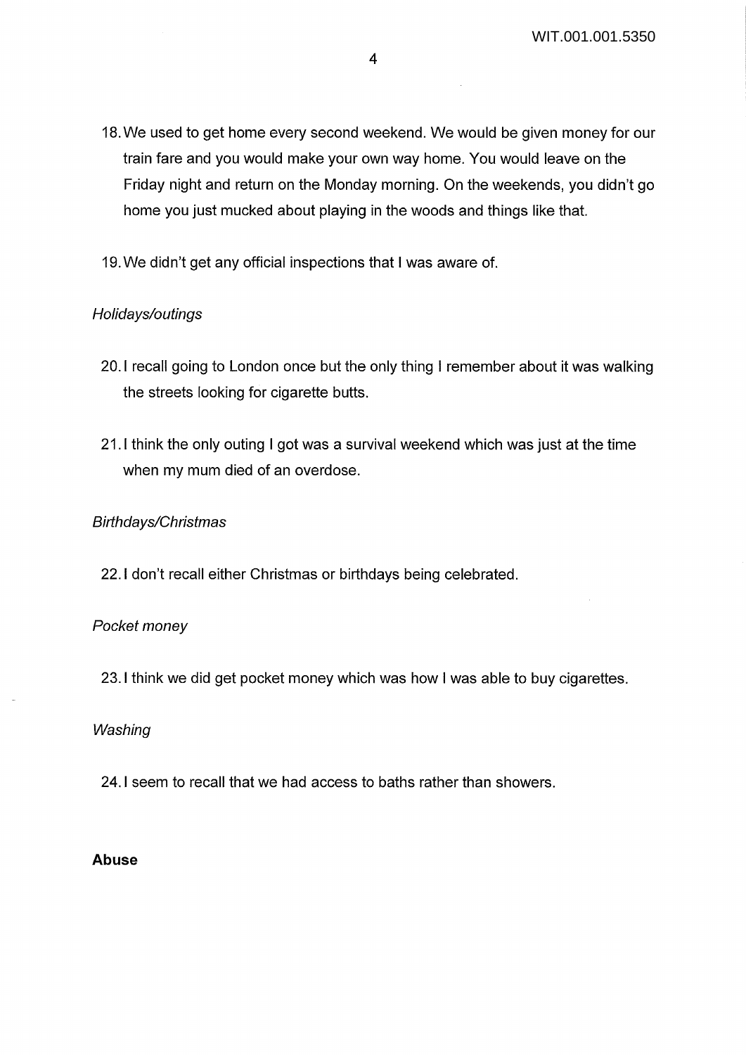18. We used to get home every second weekend. We would be given money for our train fare and you would make your own way home. You would leave on the Friday night and return on the Monday morning. On the weekends, you didn't go home you just mucked about playing in the woods and things like that.

19. We didn't get any official inspections that I was aware of.

*Holidays/outings*

20. I recall going to London once but the only thing I remember about it was walking the streets looking for cigarette butts.

21. I think the only outing I got was a survival weekend which was just at the time when my mum died of an overdose.

*Birthdays/Christmas*

22. I don't recall either Christmas or birthdays being celebrated.

*Pocket money*

23. I think we did get pocket money which was how I was able to buy cigarettes.

*Washing*

24. I seem to recall that we had access to baths rather than showers.

**Abuse**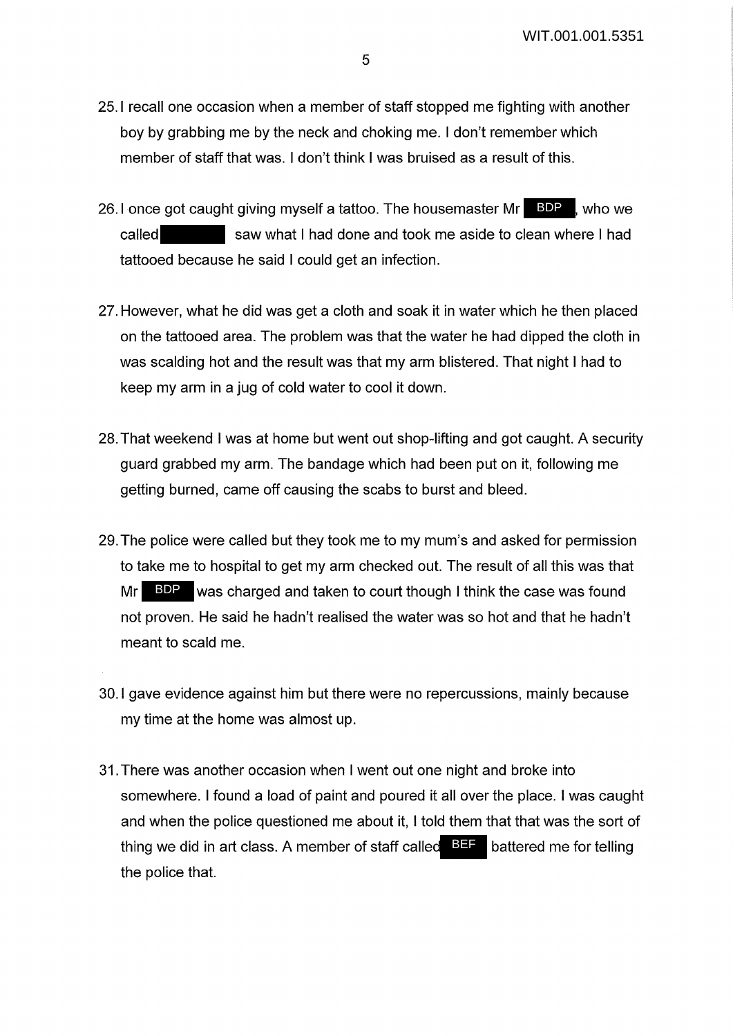25. I recall one occasion when a member of staff stopped me fighting with another boy by grabbing me by the neck and choking me. I don't remember which member of staff that was. I don't think I was bruised as a result of this.

26. I once got caught giving myself a tattoo. The housemaster Mr BDP, who we called [redacted] saw what I had done and took me aside to clean where I had tattooed because he said I could get an infection.

27. However, what he did was get a cloth and soak it in water which he then placed on the tattooed area. The problem was that the water he had dipped the cloth in was scalding hot and the result was that my arm blistered. That night I had to keep my arm in a jug of cold water to cool it down.

28. That weekend I was at home but went out shop-lifting and got caught. A security guard grabbed my arm. The bandage which had been put on it, following me getting burned, came off causing the scabs to burst and bleed.

29. The police were called but they took me to my mum's and asked for permission to take me to hospital to get my arm checked out. The result of all this was that Mr BDP was charged and taken to court though I think the case was found not proven. He said he hadn't realised the water was so hot and that he hadn't meant to scald me.

30. I gave evidence against him but there were no repercussions, mainly because my time at the home was almost up.

31. There was another occasion when I went out one night and broke into somewhere. I found a load of paint and poured it all over the place. I was caught and when the police questioned me about it, I told them that that was the sort of thing we did in art class. A member of staff called BEF battered me for telling the police that.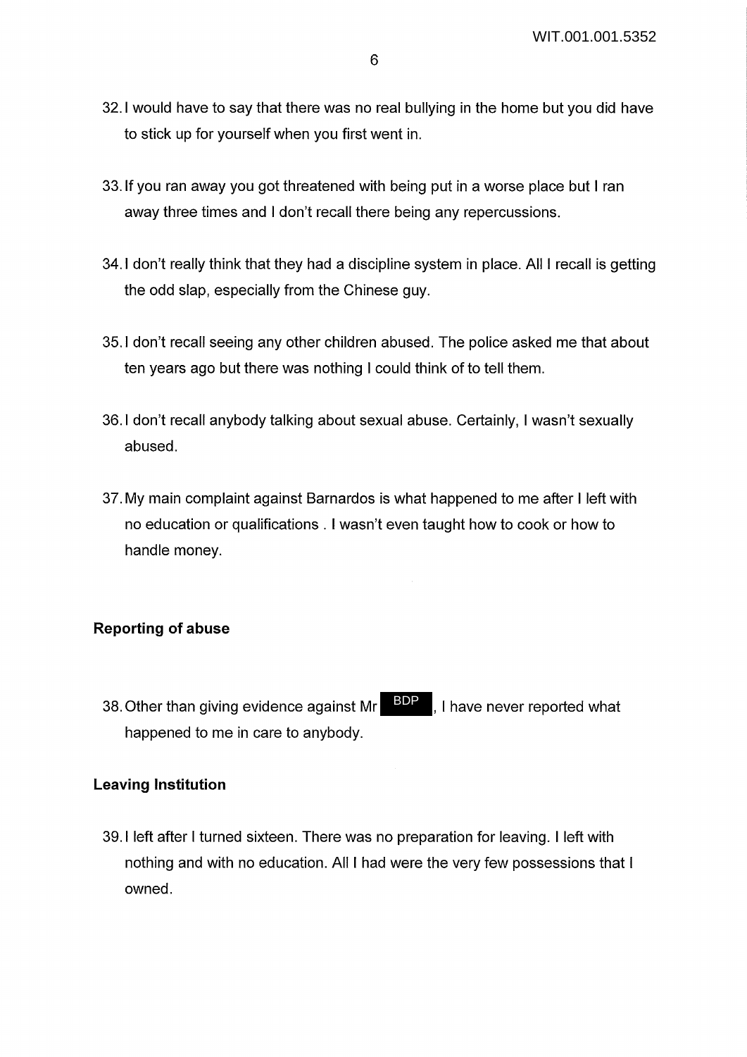32. I would have to say that there was no real bullying in the home but you did have to stick up for yourself when you first went in.

33. If you ran away you got threatened with being put in a worse place but I ran away three times and I don't recall there being any repercussions.

34. I don't really think that they had a discipline system in place. All I recall is getting the odd slap, especially from the Chinese guy.

35. I don't recall seeing any other children abused. The police asked me that about ten years ago but there was nothing I could think of to tell them.

36. I don't recall anybody talking about sexual abuse. Certainly, I wasn't sexually abused.

37. My main complaint against Barnardos is what happened to me after I left with no education or qualifications . I wasn't even taught how to cook or how to handle money.

**Reporting of abuse**

38. Other than giving evidence against Mr BDP, I have never reported what happened to me in care to anybody.

**Leaving Institution**

39. I left after I turned sixteen. There was no preparation for leaving. I left with nothing and with no education. All I had were the very few possessions that I owned.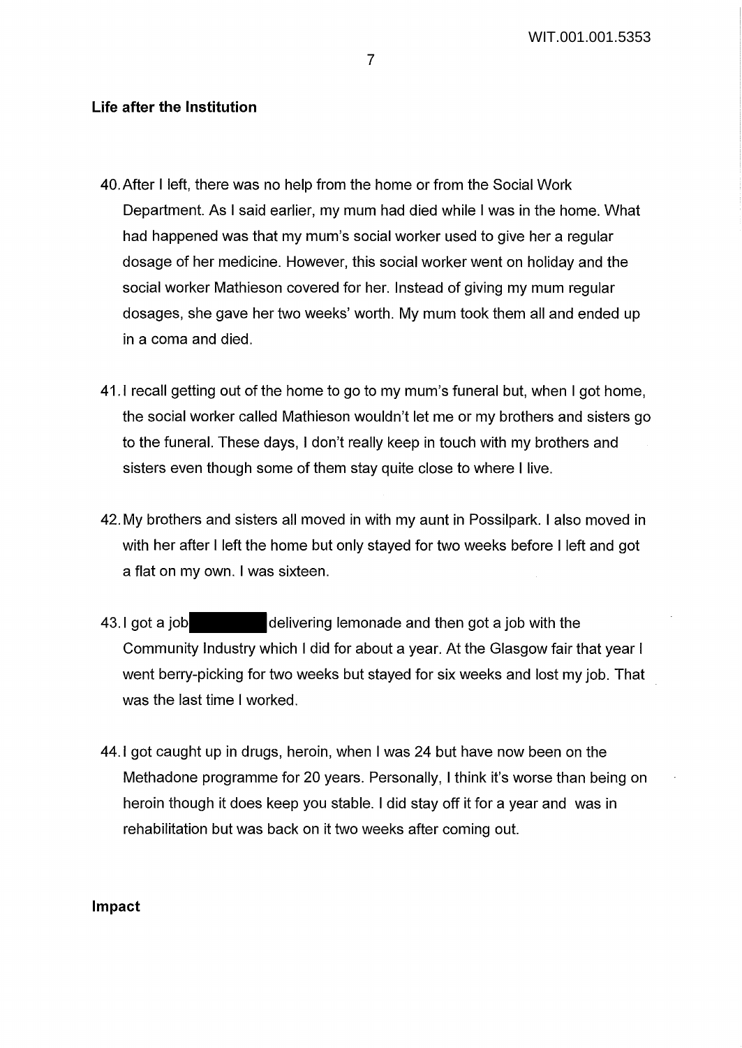## Life after the Institution

40. After I left, there was no help from the home or from the Social Work Department. As I said earlier, my mum had died while I was in the home. What had happened was that my mum's social worker used to give her a regular dosage of her medicine. However, this social worker went on holiday and the social worker Mathieson covered for her. Instead of giving my mum regular dosages, she gave her two weeks' worth. My mum took them all and ended up in a coma and died.

41. I recall getting out of the home to go to my mum's funeral but, when I got home, the social worker called Mathieson wouldn't let me or my brothers and sisters go to the funeral. These days, I don't really keep in touch with my brothers and sisters even though some of them stay quite close to where I live.

42. My brothers and sisters all moved in with my aunt in Possilpark. I also moved in with her after I left the home but only stayed for two weeks before I left and got a flat on my own. I was sixteen.

43. I got a job [REDACTED] delivering lemonade and then got a job with the Community Industry which I did for about a year. At the Glasgow fair that year I went berry-picking for two weeks but stayed for six weeks and lost my job. That was the last time I worked.

44. I got caught up in drugs, heroin, when I was 24 but have now been on the Methadone programme for 20 years. Personally, I think it's worse than being on heroin though it does keep you stable. I did stay off it for a year and was in rehabilitation but was back on it two weeks after coming out.

## Impact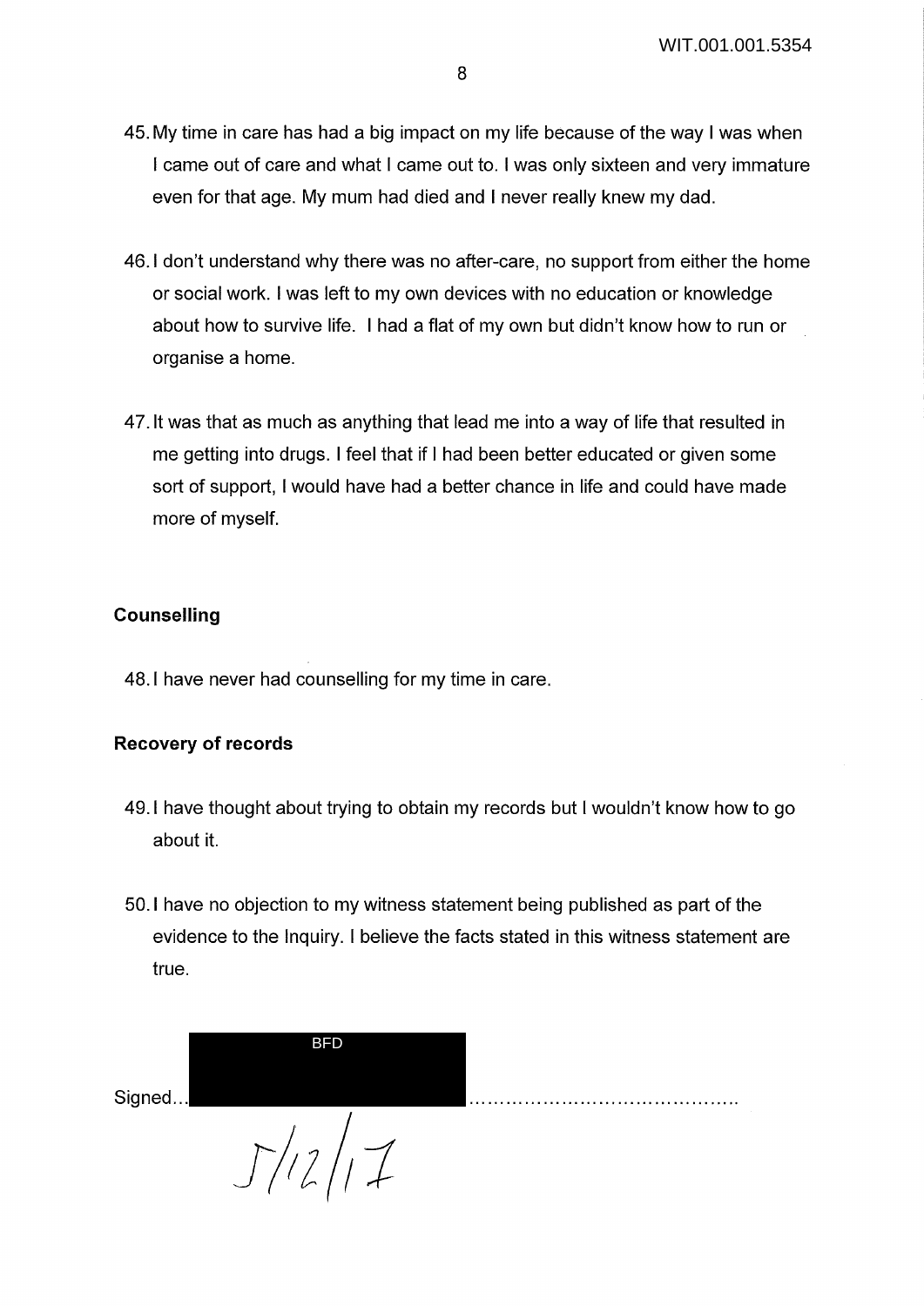45. My time in care has had a big impact on my life because of the way I was when I came out of care and what I came out to. I was only sixteen and very immature even for that age. My mum had died and I never really knew my dad.

46. I don't understand why there was no after-care, no support from either the home or social work. I was left to my own devices with no education or knowledge about how to survive life. I had a flat of my own but didn't know how to run or organise a home.

47. It was that as much as anything that lead me into a way of life that resulted in me getting into drugs. I feel that if I had been better educated or given some sort of support, I would have had a better chance in life and could have made more of myself.

### Counselling

48. I have never had counselling for my time in care.

### Recovery of records

49. I have thought about trying to obtain my records but I wouldn't know how to go about it.

50. I have no objection to my witness statement being published as part of the evidence to the Inquiry. I believe the facts stated in this witness statement are true.

Signed... BFD ..........................................

5/12/17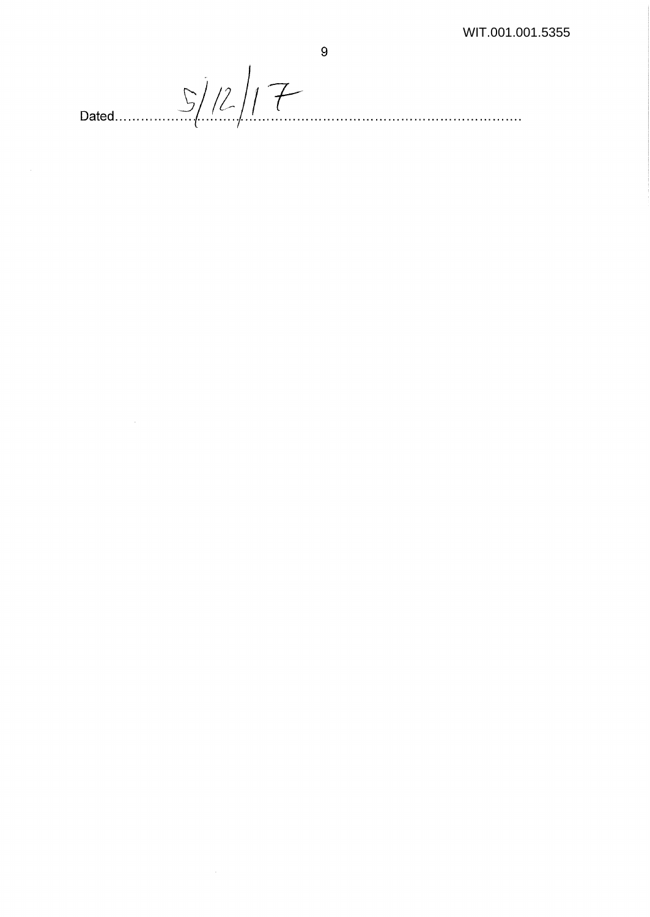Dated 5/12/17